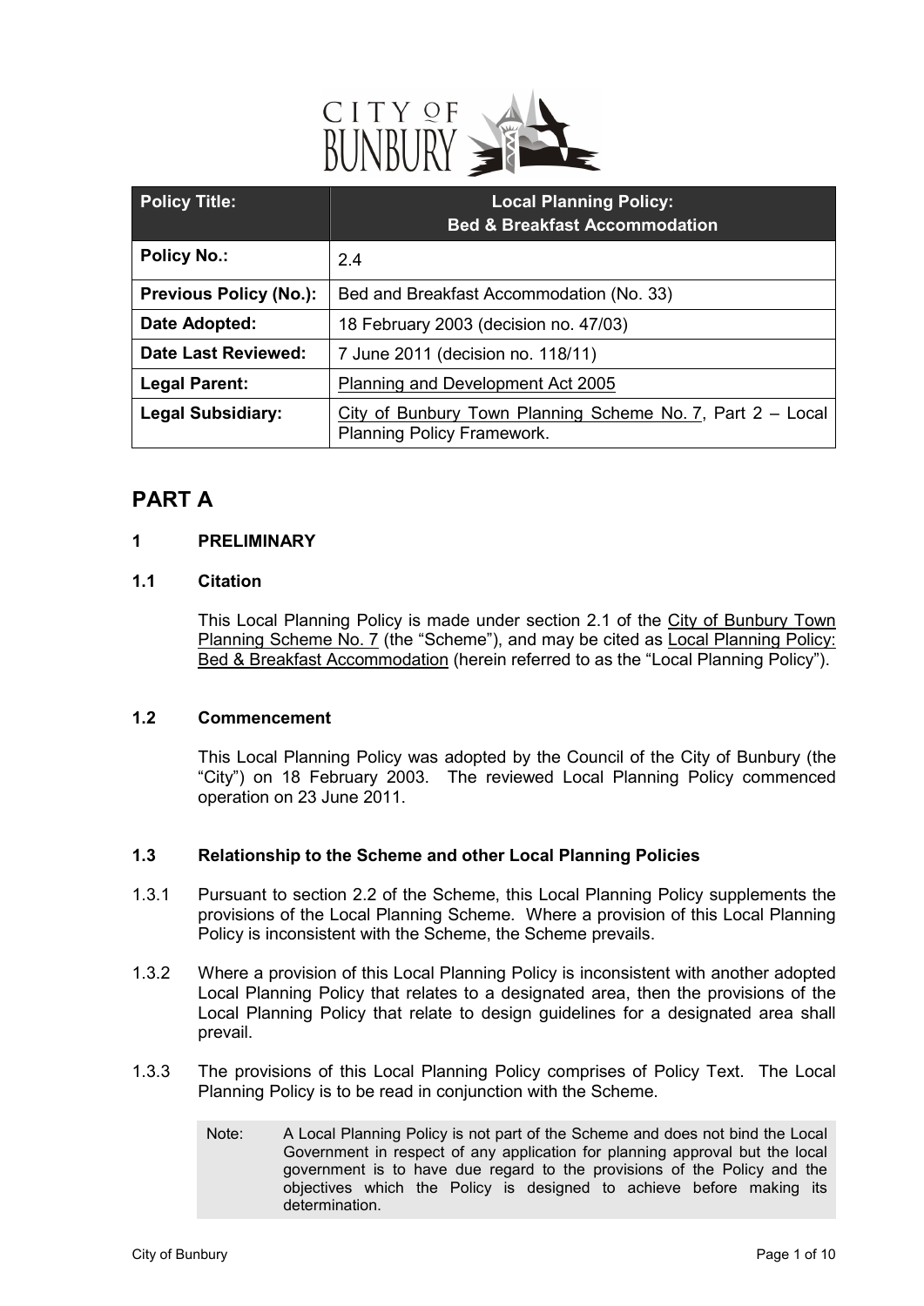CITY OF BUNBURY

| Policy Title: | Local Planning Policy: Bed & Breakfast Accommodation |
|---|---|
| Policy No.: | 2.4 |
| Previous Policy (No.): | Bed and Breakfast Accommodation (No. 33) |
| Date Adopted: | 18 February 2003 (decision no. 47/03) |
| Date Last Reviewed: | 7 June 2011 (decision no. 118/11) |
| Legal Parent: | Planning and Development Act 2005 |
| Legal Subsidiary: | City of Bunbury Town Planning Scheme No. 7, Part 2 – Local Planning Policy Framework. |

# PART A

## 1 PRELIMINARY

### 1.1 Citation

This Local Planning Policy is made under section 2.1 of the City of Bunbury Town Planning Scheme No. 7 (the "Scheme"), and may be cited as Local Planning Policy: Bed & Breakfast Accommodation (herein referred to as the "Local Planning Policy").

### 1.2 Commencement

This Local Planning Policy was adopted by the Council of the City of Bunbury (the "City") on 18 February 2003. The reviewed Local Planning Policy commenced operation on 23 June 2011.

### 1.3 Relationship to the Scheme and other Local Planning Policies

1.3.1 Pursuant to section 2.2 of the Scheme, this Local Planning Policy supplements the provisions of the Local Planning Scheme. Where a provision of this Local Planning Policy is inconsistent with the Scheme, the Scheme prevails.

1.3.2 Where a provision of this Local Planning Policy is inconsistent with another adopted Local Planning Policy that relates to a designated area, then the provisions of the Local Planning Policy that relate to design guidelines for a designated area shall prevail.

1.3.3 The provisions of this Local Planning Policy comprises of Policy Text. The Local Planning Policy is to be read in conjunction with the Scheme.

> Note: A Local Planning Policy is not part of the Scheme and does not bind the Local Government in respect of any application for planning approval but the local government is to have due regard to the provisions of the Policy and the objectives which the Policy is designed to achieve before making its determination.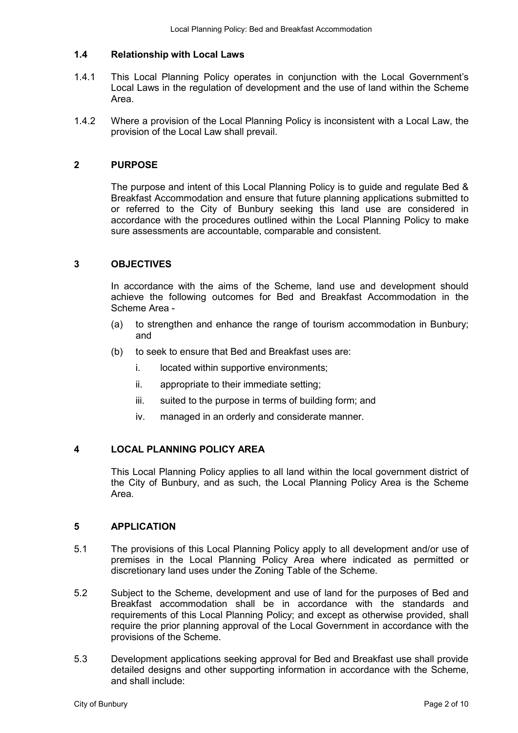### 1.4 Relationship with Local Laws

1.4.1 This Local Planning Policy operates in conjunction with the Local Government's Local Laws in the regulation of development and the use of land within the Scheme Area.

1.4.2 Where a provision of the Local Planning Policy is inconsistent with a Local Law, the provision of the Local Law shall prevail.

## 2 PURPOSE

The purpose and intent of this Local Planning Policy is to guide and regulate Bed & Breakfast Accommodation and ensure that future planning applications submitted to or referred to the City of Bunbury seeking this land use are considered in accordance with the procedures outlined within the Local Planning Policy to make sure assessments are accountable, comparable and consistent.

## 3 OBJECTIVES

In accordance with the aims of the Scheme, land use and development should achieve the following outcomes for Bed and Breakfast Accommodation in the Scheme Area -

(a) to strengthen and enhance the range of tourism accommodation in Bunbury; and

(b) to seek to ensure that Bed and Breakfast uses are:

   i. located within supportive environments;

   ii. appropriate to their immediate setting;

   iii. suited to the purpose in terms of building form; and

   iv. managed in an orderly and considerate manner.

## 4 LOCAL PLANNING POLICY AREA

This Local Planning Policy applies to all land within the local government district of the City of Bunbury, and as such, the Local Planning Policy Area is the Scheme Area.

## 5 APPLICATION

5.1 The provisions of this Local Planning Policy apply to all development and/or use of premises in the Local Planning Policy Area where indicated as permitted or discretionary land uses under the Zoning Table of the Scheme.

5.2 Subject to the Scheme, development and use of land for the purposes of Bed and Breakfast accommodation shall be in accordance with the standards and requirements of this Local Planning Policy; and except as otherwise provided, shall require the prior planning approval of the Local Government in accordance with the provisions of the Scheme.

5.3 Development applications seeking approval for Bed and Breakfast use shall provide detailed designs and other supporting information in accordance with the Scheme, and shall include: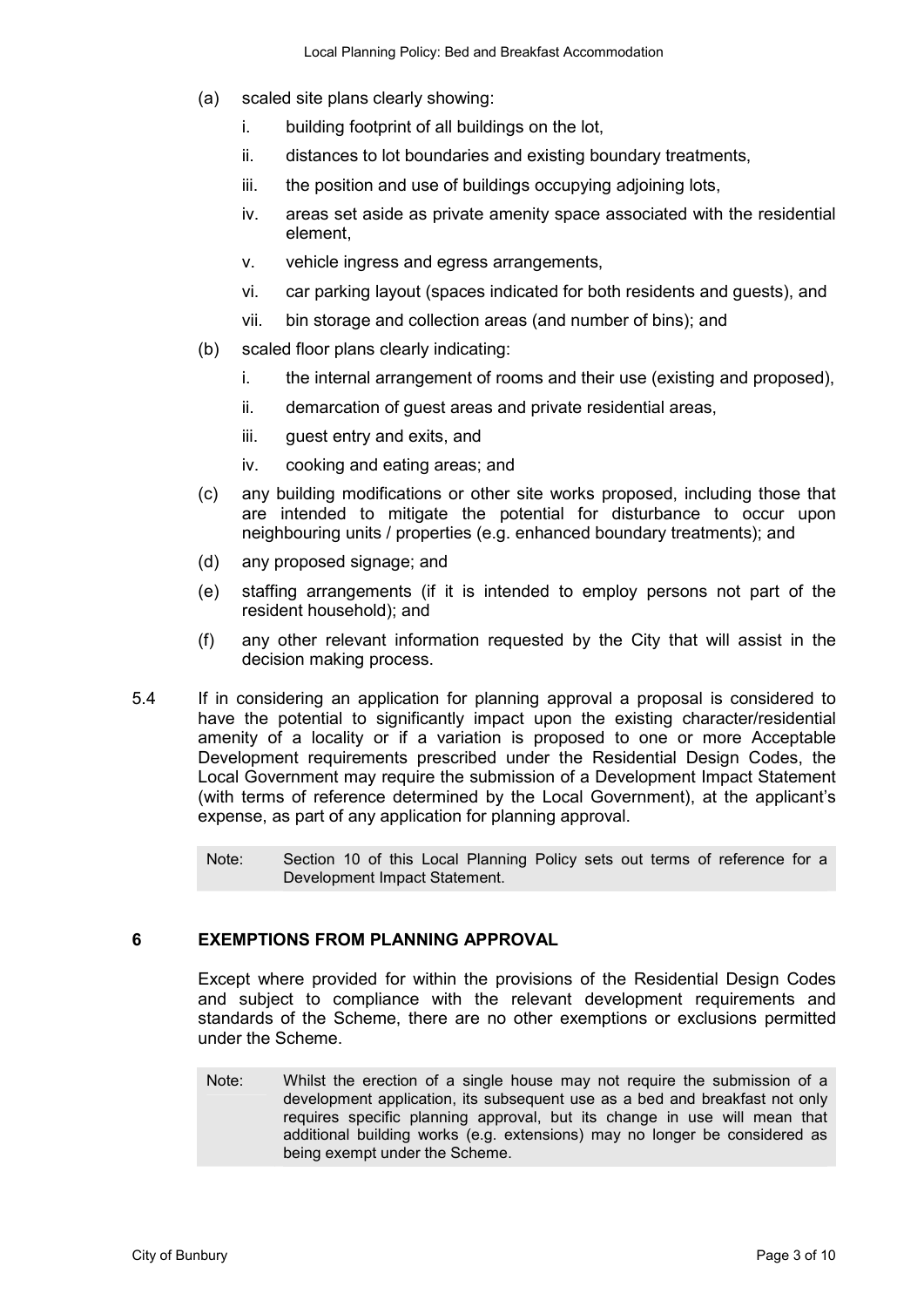(a) scaled site plans clearly showing:

   i. building footprint of all buildings on the lot,

   ii. distances to lot boundaries and existing boundary treatments,

   iii. the position and use of buildings occupying adjoining lots,

   iv. areas set aside as private amenity space associated with the residential element,

   v. vehicle ingress and egress arrangements,

   vi. car parking layout (spaces indicated for both residents and guests), and

   vii. bin storage and collection areas (and number of bins); and

(b) scaled floor plans clearly indicating:

   i. the internal arrangement of rooms and their use (existing and proposed),

   ii. demarcation of guest areas and private residential areas,

   iii. guest entry and exits, and

   iv. cooking and eating areas; and

(c) any building modifications or other site works proposed, including those that are intended to mitigate the potential for disturbance to occur upon neighbouring units / properties (e.g. enhanced boundary treatments); and

(d) any proposed signage; and

(e) staffing arrangements (if it is intended to employ persons not part of the resident household); and

(f) any other relevant information requested by the City that will assist in the decision making process.

5.4 If in considering an application for planning approval a proposal is considered to have the potential to significantly impact upon the existing character/residential amenity of a locality or if a variation is proposed to one or more Acceptable Development requirements prescribed under the Residential Design Codes, the Local Government may require the submission of a Development Impact Statement (with terms of reference determined by the Local Government), at the applicant's expense, as part of any application for planning approval.

> Note: Section 10 of this Local Planning Policy sets out terms of reference for a Development Impact Statement.

## 6 EXEMPTIONS FROM PLANNING APPROVAL

Except where provided for within the provisions of the Residential Design Codes and subject to compliance with the relevant development requirements and standards of the Scheme, there are no other exemptions or exclusions permitted under the Scheme.

> Note: Whilst the erection of a single house may not require the submission of a development application, its subsequent use as a bed and breakfast not only requires specific planning approval, but its change in use will mean that additional building works (e.g. extensions) may no longer be considered as being exempt under the Scheme.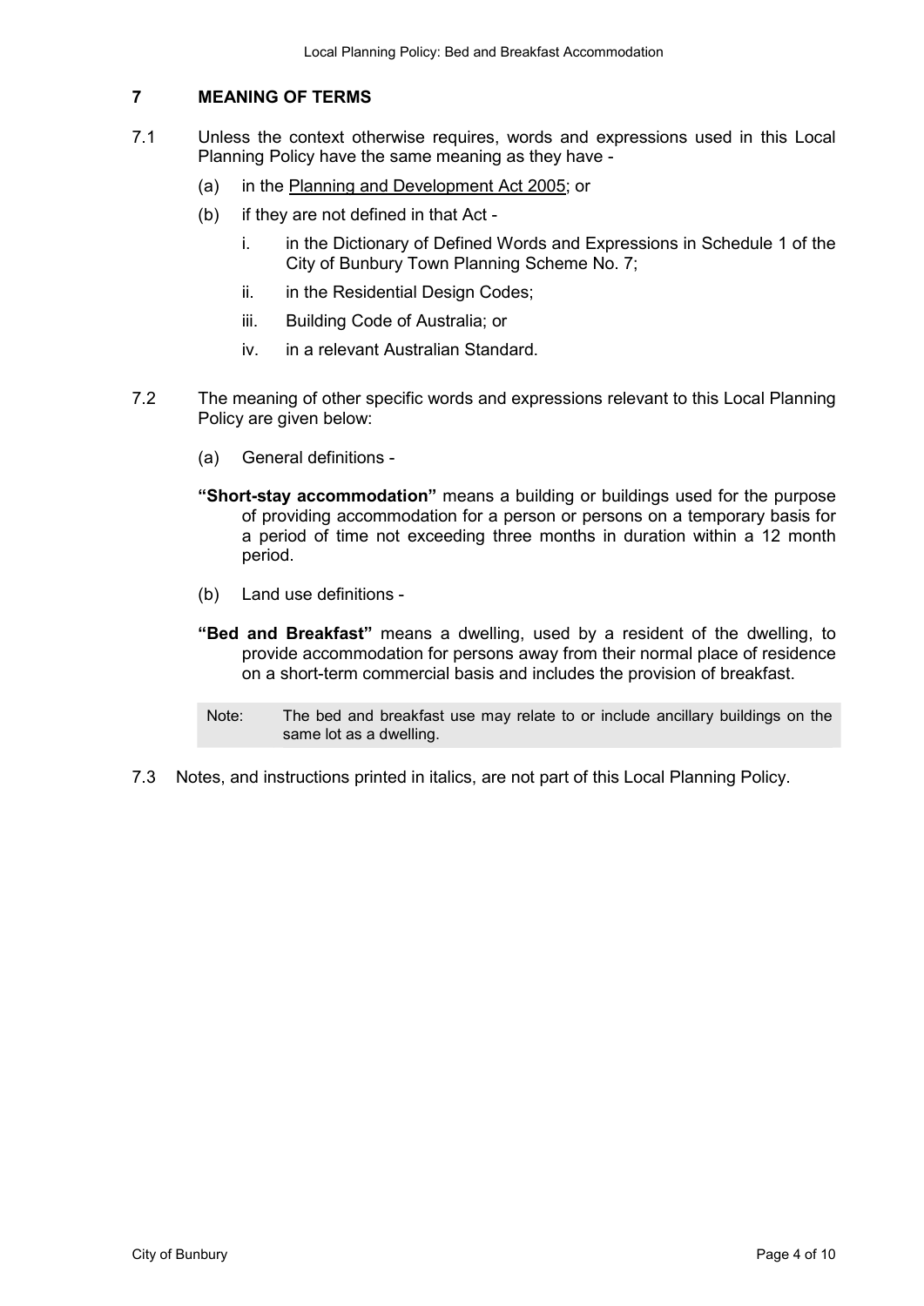## 7 MEANING OF TERMS

7.1 Unless the context otherwise requires, words and expressions used in this Local Planning Policy have the same meaning as they have -

(a) in the Planning and Development Act 2005; or

(b) if they are not defined in that Act -

i. in the Dictionary of Defined Words and Expressions in Schedule 1 of the City of Bunbury Town Planning Scheme No. 7;

ii. in the Residential Design Codes;

iii. Building Code of Australia; or

iv. in a relevant Australian Standard.

7.2 The meaning of other specific words and expressions relevant to this Local Planning Policy are given below:

(a) General definitions -

**"Short-stay accommodation"** means a building or buildings used for the purpose of providing accommodation for a person or persons on a temporary basis for a period of time not exceeding three months in duration within a 12 month period.

(b) Land use definitions -

**"Bed and Breakfast"** means a dwelling, used by a resident of the dwelling, to provide accommodation for persons away from their normal place of residence on a short-term commercial basis and includes the provision of breakfast.

Note: The bed and breakfast use may relate to or include ancillary buildings on the same lot as a dwelling.

7.3 Notes, and instructions printed in italics, are not part of this Local Planning Policy.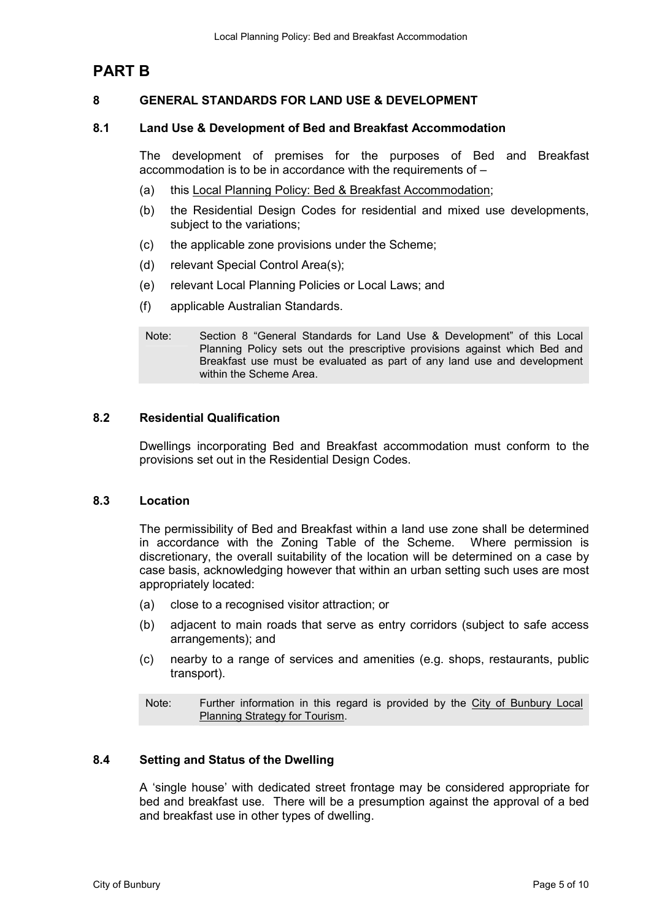# PART B

## 8 GENERAL STANDARDS FOR LAND USE & DEVELOPMENT

### 8.1 Land Use & Development of Bed and Breakfast Accommodation

The development of premises for the purposes of Bed and Breakfast accommodation is to be in accordance with the requirements of –

(a) this Local Planning Policy: Bed & Breakfast Accommodation;

(b) the Residential Design Codes for residential and mixed use developments, subject to the variations;

(c) the applicable zone provisions under the Scheme;

(d) relevant Special Control Area(s);

(e) relevant Local Planning Policies or Local Laws; and

(f) applicable Australian Standards.

> Note: Section 8 "General Standards for Land Use & Development" of this Local Planning Policy sets out the prescriptive provisions against which Bed and Breakfast use must be evaluated as part of any land use and development within the Scheme Area.

### 8.2 Residential Qualification

Dwellings incorporating Bed and Breakfast accommodation must conform to the provisions set out in the Residential Design Codes.

### 8.3 Location

The permissibility of Bed and Breakfast within a land use zone shall be determined in accordance with the Zoning Table of the Scheme. Where permission is discretionary, the overall suitability of the location will be determined on a case by case basis, acknowledging however that within an urban setting such uses are most appropriately located:

(a) close to a recognised visitor attraction; or

(b) adjacent to main roads that serve as entry corridors (subject to safe access arrangements); and

(c) nearby to a range of services and amenities (e.g. shops, restaurants, public transport).

> Note: Further information in this regard is provided by the City of Bunbury Local Planning Strategy for Tourism.

### 8.4 Setting and Status of the Dwelling

A 'single house' with dedicated street frontage may be considered appropriate for bed and breakfast use. There will be a presumption against the approval of a bed and breakfast use in other types of dwelling.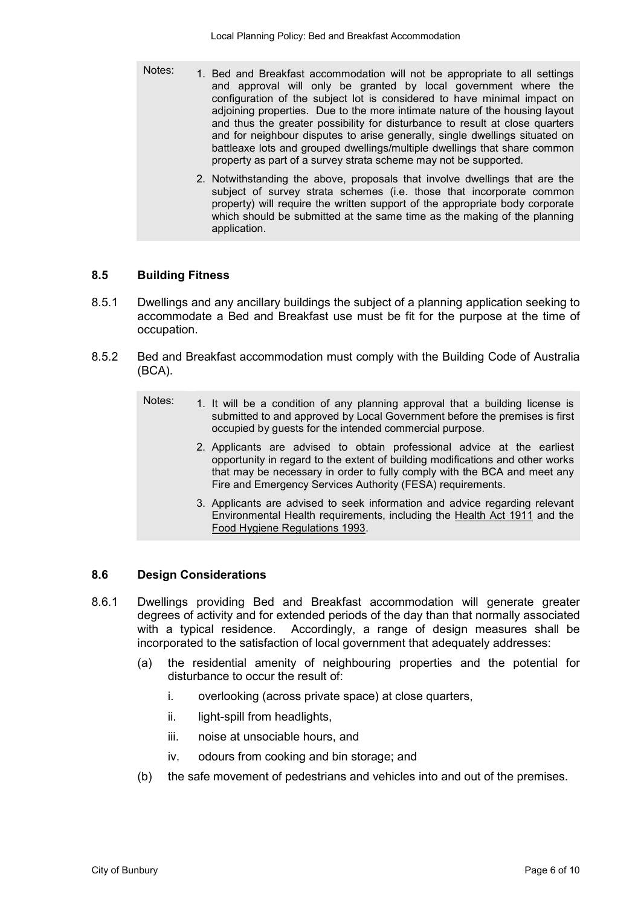Notes:

1. Bed and Breakfast accommodation will not be appropriate to all settings and approval will only be granted by local government where the configuration of the subject lot is considered to have minimal impact on adjoining properties. Due to the more intimate nature of the housing layout and thus the greater possibility for disturbance to result at close quarters and for neighbour disputes to arise generally, single dwellings situated on battleaxe lots and grouped dwellings/multiple dwellings that share common property as part of a survey strata scheme may not be supported.
2. Notwithstanding the above, proposals that involve dwellings that are the subject of survey strata schemes (i.e. those that incorporate common property) will require the written support of the appropriate body corporate which should be submitted at the same time as the making of the planning application.

### 8.5 Building Fitness

8.5.1 Dwellings and any ancillary buildings the subject of a planning application seeking to accommodate a Bed and Breakfast use must be fit for the purpose at the time of occupation.

8.5.2 Bed and Breakfast accommodation must comply with the Building Code of Australia (BCA).

Notes:

1. It will be a condition of any planning approval that a building license is submitted to and approved by Local Government before the premises is first occupied by guests for the intended commercial purpose.
2. Applicants are advised to obtain professional advice at the earliest opportunity in regard to the extent of building modifications and other works that may be necessary in order to fully comply with the BCA and meet any Fire and Emergency Services Authority (FESA) requirements.
3. Applicants are advised to seek information and advice regarding relevant Environmental Health requirements, including the Health Act 1911 and the Food Hygiene Regulations 1993.

### 8.6 Design Considerations

8.6.1 Dwellings providing Bed and Breakfast accommodation will generate greater degrees of activity and for extended periods of the day than that normally associated with a typical residence. Accordingly, a range of design measures shall be incorporated to the satisfaction of local government that adequately addresses:

(a) the residential amenity of neighbouring properties and the potential for disturbance to occur the result of:

i. overlooking (across private space) at close quarters,

ii. light-spill from headlights,

iii. noise at unsociable hours, and

iv. odours from cooking and bin storage; and

(b) the safe movement of pedestrians and vehicles into and out of the premises.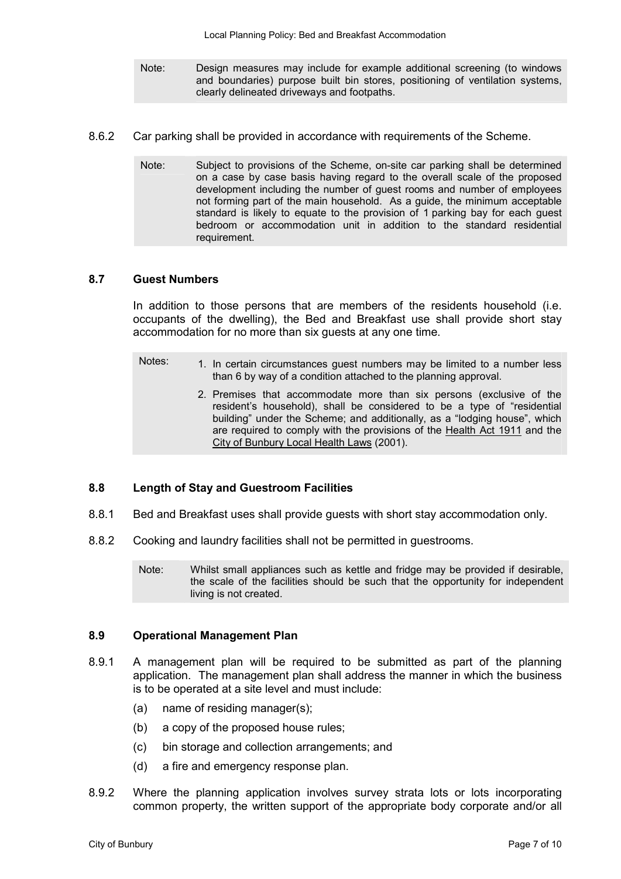Note: Design measures may include for example additional screening (to windows and boundaries) purpose built bin stores, positioning of ventilation systems, clearly delineated driveways and footpaths.

8.6.2 Car parking shall be provided in accordance with requirements of the Scheme.

Note: Subject to provisions of the Scheme, on-site car parking shall be determined on a case by case basis having regard to the overall scale of the proposed development including the number of guest rooms and number of employees not forming part of the main household. As a guide, the minimum acceptable standard is likely to equate to the provision of 1 parking bay for each guest bedroom or accommodation unit in addition to the standard residential requirement.

### 8.7 Guest Numbers

In addition to those persons that are members of the residents household (i.e. occupants of the dwelling), the Bed and Breakfast use shall provide short stay accommodation for no more than six guests at any one time.

Notes:

1. In certain circumstances guest numbers may be limited to a number less than 6 by way of a condition attached to the planning approval.
2. Premises that accommodate more than six persons (exclusive of the resident's household), shall be considered to be a type of "residential building" under the Scheme; and additionally, as a "lodging house", which are required to comply with the provisions of the Health Act 1911 and the City of Bunbury Local Health Laws (2001).

### 8.8 Length of Stay and Guestroom Facilities

8.8.1 Bed and Breakfast uses shall provide guests with short stay accommodation only.

8.8.2 Cooking and laundry facilities shall not be permitted in guestrooms.

Note: Whilst small appliances such as kettle and fridge may be provided if desirable, the scale of the facilities should be such that the opportunity for independent living is not created.

### 8.9 Operational Management Plan

8.9.1 A management plan will be required to be submitted as part of the planning application. The management plan shall address the manner in which the business is to be operated at a site level and must include:

(a) name of residing manager(s);

(b) a copy of the proposed house rules;

(c) bin storage and collection arrangements; and

(d) a fire and emergency response plan.

8.9.2 Where the planning application involves survey strata lots or lots incorporating common property, the written support of the appropriate body corporate and/or all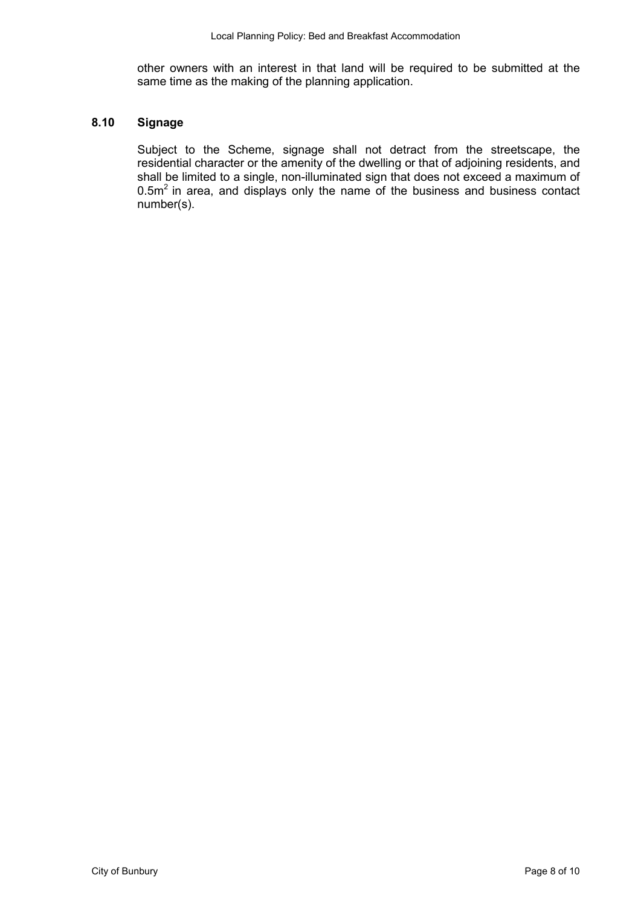other owners with an interest in that land will be required to be submitted at the same time as the making of the planning application.

### 8.10 Signage

Subject to the Scheme, signage shall not detract from the streetscape, the residential character or the amenity of the dwelling or that of adjoining residents, and shall be limited to a single, non-illuminated sign that does not exceed a maximum of $0.5m^2$ in area, and displays only the name of the business and business contact number(s).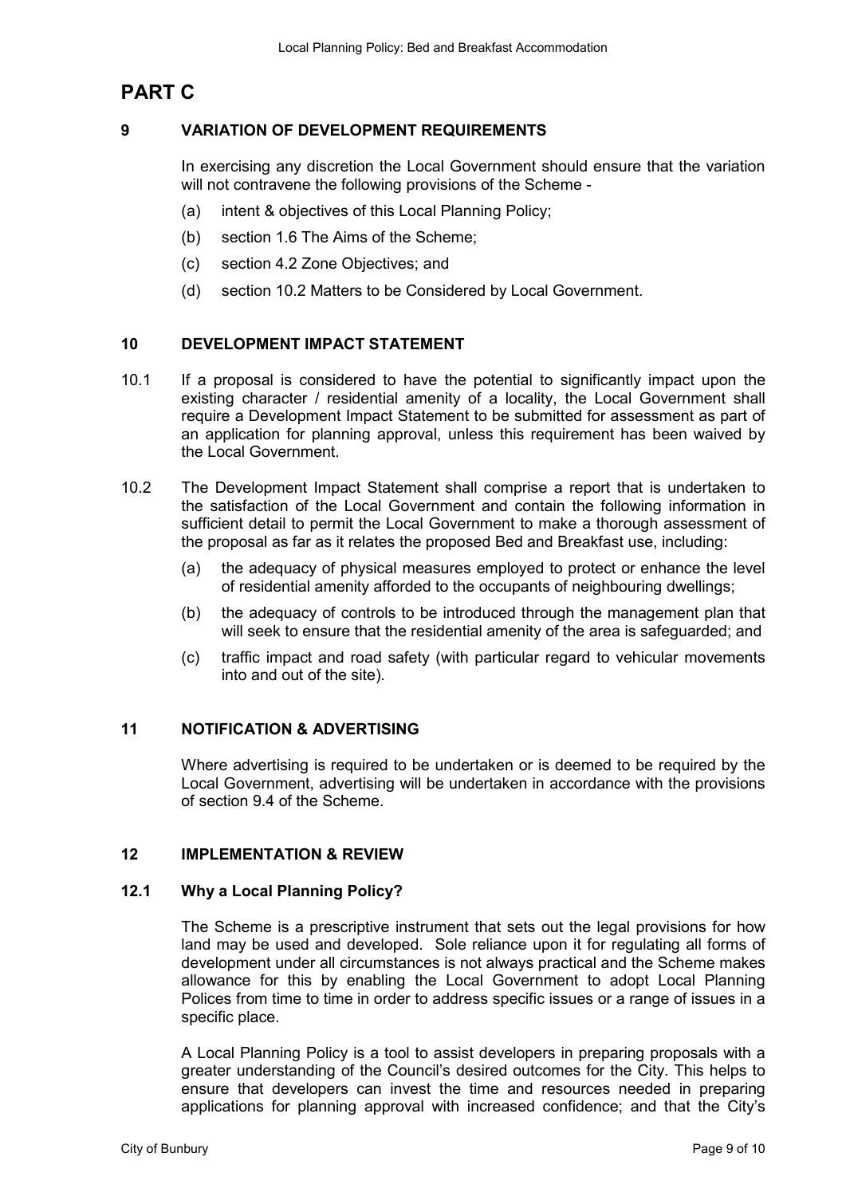# PART C

## 9 VARIATION OF DEVELOPMENT REQUIREMENTS

In exercising any discretion the Local Government should ensure that the variation will not contravene the following provisions of the Scheme -

(a) intent & objectives of this Local Planning Policy;

(b) section 1.6 The Aims of the Scheme;

(c) section 4.2 Zone Objectives; and

(d) section 10.2 Matters to be Considered by Local Government.

## 10 DEVELOPMENT IMPACT STATEMENT

10.1 If a proposal is considered to have the potential to significantly impact upon the existing character / residential amenity of a locality, the Local Government shall require a Development Impact Statement to be submitted for assessment as part of an application for planning approval, unless this requirement has been waived by the Local Government.

10.2 The Development Impact Statement shall comprise a report that is undertaken to the satisfaction of the Local Government and contain the following information in sufficient detail to permit the Local Government to make a thorough assessment of the proposal as far as it relates the proposed Bed and Breakfast use, including:

(a) the adequacy of physical measures employed to protect or enhance the level of residential amenity afforded to the occupants of neighbouring dwellings;

(b) the adequacy of controls to be introduced through the management plan that will seek to ensure that the residential amenity of the area is safeguarded; and

(c) traffic impact and road safety (with particular regard to vehicular movements into and out of the site).

## 11 NOTIFICATION & ADVERTISING

Where advertising is required to be undertaken or is deemed to be required by the Local Government, advertising will be undertaken in accordance with the provisions of section 9.4 of the Scheme.

## 12 IMPLEMENTATION & REVIEW

### 12.1 Why a Local Planning Policy?

The Scheme is a prescriptive instrument that sets out the legal provisions for how land may be used and developed. Sole reliance upon it for regulating all forms of development under all circumstances is not always practical and the Scheme makes allowance for this by enabling the Local Government to adopt Local Planning Polices from time to time in order to address specific issues or a range of issues in a specific place.

A Local Planning Policy is a tool to assist developers in preparing proposals with a greater understanding of the Council's desired outcomes for the City. This helps to ensure that developers can invest the time and resources needed in preparing applications for planning approval with increased confidence; and that the City's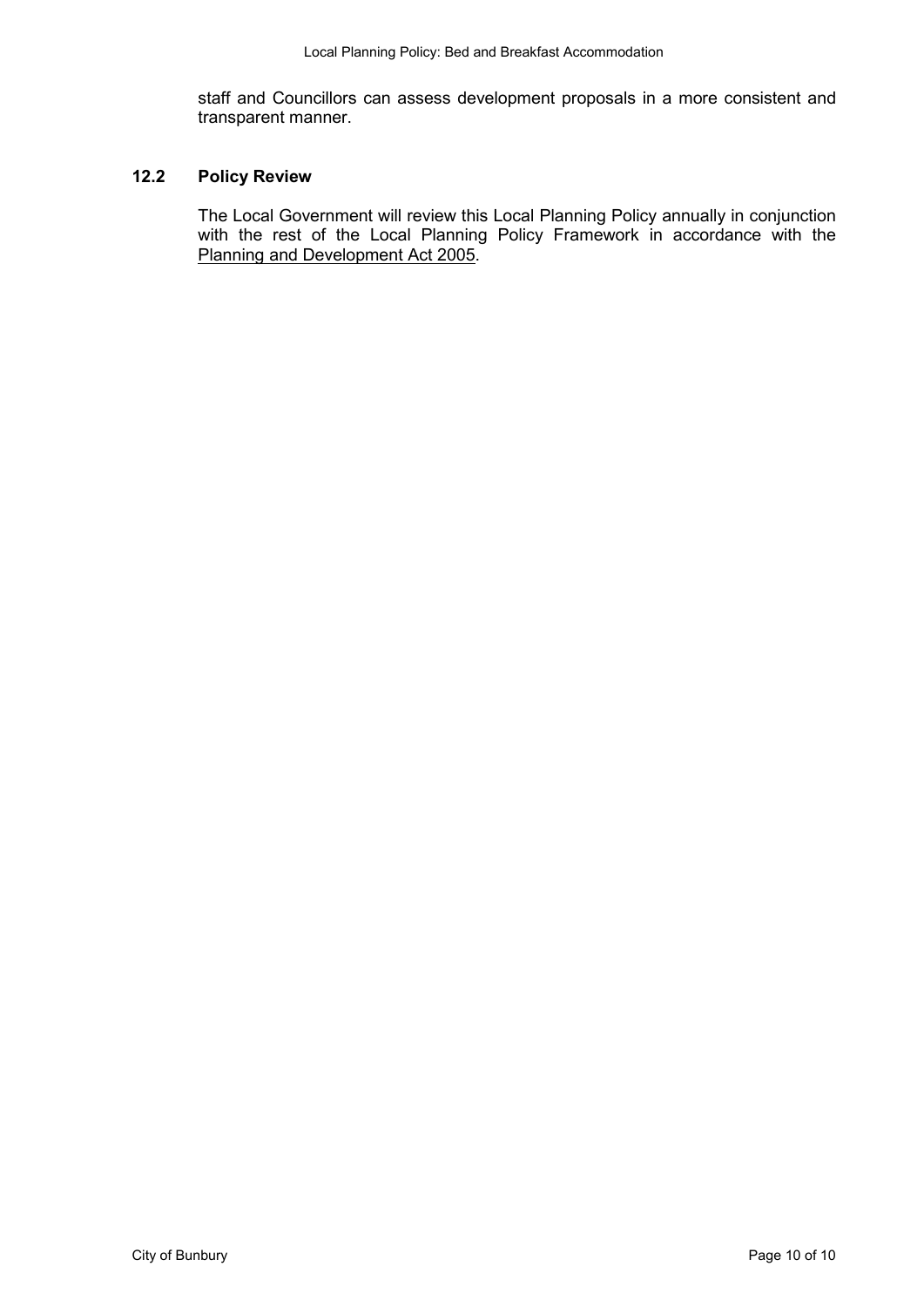staff and Councillors can assess development proposals in a more consistent and transparent manner.

### 12.2 Policy Review

The Local Government will review this Local Planning Policy annually in conjunction with the rest of the Local Planning Policy Framework in accordance with the Planning and Development Act 2005.